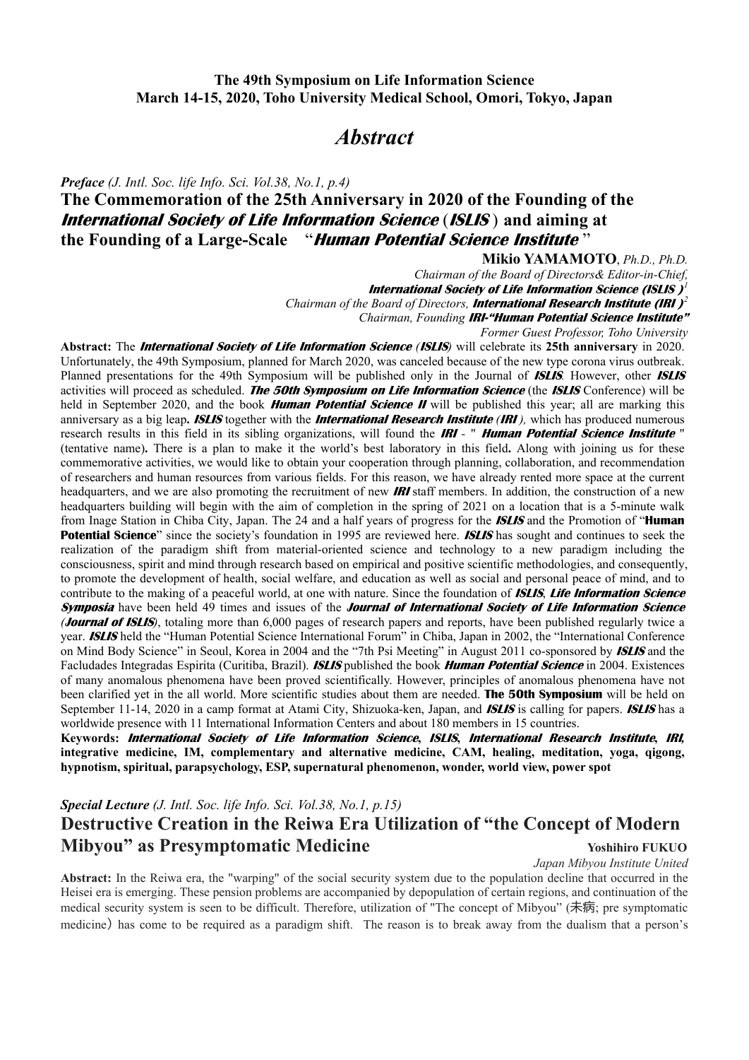**The 49th Symposium on Life Information Science**
**March 14-15, 2020, Toho University Medical School, Omori, Tokyo, Japan**

# *Abstract*

***Preface*** *(J. Intl. Soc. life Info. Sci. Vol.38, No.1, p.4)*

## The Commemoration of the 25th Anniversary in 2020 of the Founding of the *International Society of Life Information Science* (*ISLIS*) and aiming at the Founding of a Large-Scale "*Human Potential Science Institute*"

**Mikio YAMAMOTO**, *Ph.D., Ph.D.*
*Chairman of the Board of Directors& Editor-in-Chief,*
***International Society of Life Information Science (ISLIS)***[1]
*Chairman of the Board of Directors,* ***International Research Institute (IRI)***[2]
*Chairman, Founding* ***IRI-"Human Potential Science Institute"***
*Former Guest Professor, Toho University*

**Abstract:** The ***International Society of Life Information Science (ISLIS)*** will celebrate its **25th anniversary** in 2020. Unfortunately, the 49th Symposium, planned for March 2020, was canceled because of the new type corona virus outbreak. Planned presentations for the 49th Symposium will be published only in the Journal of ***ISLIS***. However, other ***ISLIS*** activities will proceed as scheduled. ***The 50th Symposium on Life Information Science*** (the ***ISLIS*** Conference) will be held in September 2020, and the book ***Human Potential Science II*** will be published this year; all are marking this anniversary as a big leap**.** ***ISLIS*** together with the ***International Research Institute (IRI),*** which has produced numerous research results in this field in its sibling organizations, will found the ***IRI*** - " ***Human Potential Science Institute*** " (tentative name)**.** There is a plan to make it the world's best laboratory in this field**.** Along with joining us for these commemorative activities, we would like to obtain your cooperation through planning, collaboration, and recommendation of researchers and human resources from various fields. For this reason, we have already rented more space at the current headquarters, and we are also promoting the recruitment of new ***IRI*** staff members. In addition, the construction of a new headquarters building will begin with the aim of completion in the spring of 2021 on a location that is a 5-minute walk from Inage Station in Chiba City, Japan. The 24 and a half years of progress for the ***ISLIS*** and the Promotion of "**Human Potential Science**" since the society's foundation in 1995 are reviewed here. ***ISLIS*** has sought and continues to seek the realization of the paradigm shift from material-oriented science and technology to a new paradigm including the consciousness, spirit and mind through research based on empirical and positive scientific methodologies, and consequently, to promote the development of health, social welfare, and education as well as social and personal peace of mind, and to contribute to the making of a peaceful world, at one with nature. Since the foundation of ***ISLIS***, ***Life Information Science Symposia*** have been held 49 times and issues of the ***Journal of International Society of Life Information Science (Journal of ISLIS)***, totaling more than 6,000 pages of research papers and reports, have been published regularly twice a year. ***ISLIS*** held the "Human Potential Science International Forum" in Chiba, Japan in 2002, the "International Conference on Mind Body Science" in Seoul, Korea in 2004 and the "7th Psi Meeting" in August 2011 co-sponsored by ***ISLIS*** and the Facludades Integradas Espirita (Curitiba, Brazil). ***ISLIS*** published the book ***Human Potential Science*** in 2004. Existences of many anomalous phenomena have been proved scientifically. However, principles of anomalous phenomena have not been clarified yet in the all world. More scientific studies about them are needed. **The 50th Symposium** will be held on September 11-14, 2020 in a camp format at Atami City, Shizuoka-ken, Japan, and ***ISLIS*** is calling for papers. ***ISLIS*** has a worldwide presence with 11 International Information Centers and about 180 members in 15 countries.

**Keywords: *International Society of Life Information Science*, *ISLIS*, *International Research Institute*, *IRI*, integrative medicine, IM, complementary and alternative medicine, CAM, healing, meditation, yoga, qigong, hypnotism, spiritual, parapsychology, ESP, supernatural phenomenon, wonder, world view, power spot**

***Special Lecture*** *(J. Intl. Soc. life Info. Sci. Vol.38, No.1, p.15)*

## Destructive Creation in the Reiwa Era Utilization of "the Concept of Modern Mibyou" as Presymptomatic Medicine

**Yoshihiro FUKUO**
*Japan Mibyou Institute United*

**Abstract:** In the Reiwa era, the "warping" of the social security system due to the population decline that occurred in the Heisei era is emerging. These pension problems are accompanied by depopulation of certain regions, and continuation of the medical security system is seen to be difficult. Therefore, utilization of "The concept of Mibyou" (未病; pre symptomatic medicine）has come to be required as a paradigm shift. The reason is to break away from the dualism that a person's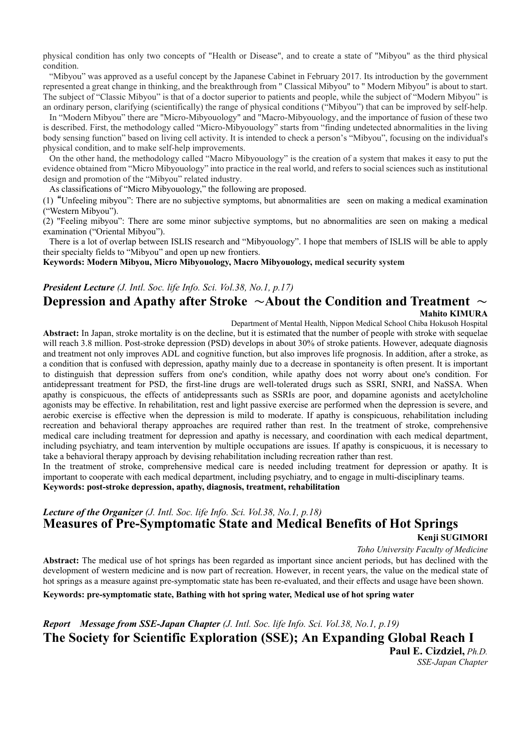physical condition has only two concepts of "Health or Disease", and to create a state of "Mibyou" as the third physical condition.

"Mibyou" was approved as a useful concept by the Japanese Cabinet in February 2017. Its introduction by the government represented a great change in thinking, and the breakthrough from " Classical Mibyou" to " Modern Mibyou" is about to start. The subject of "Classic Mibyou" is that of a doctor superior to patients and people, while the subject of "Modern Mibyou" is an ordinary person, clarifying (scientifically) the range of physical conditions ("Mibyou") that can be improved by self-help.

In "Modern Mibyou" there are "Micro-Mibyouology" and "Macro-Mibyouology, and the importance of fusion of these two is described. First, the methodology called "Micro-Mibyouology" starts from "finding undetected abnormalities in the living body sensing function" based on living cell activity. It is intended to check a person's "Mibyou", focusing on the individual's physical condition, and to make self-help improvements.

On the other hand, the methodology called "Macro Mibyouology" is the creation of a system that makes it easy to put the evidence obtained from "Micro Mibyouology" into practice in the real world, and refers to social sciences such as institutional design and promotion of the "Mibyou" related industry.

As classifications of "Micro Mibyouology," the following are proposed.

(1) "Unfeeling mibyou": There are no subjective symptoms, but abnormalities are seen on making a medical examination ("Western Mibyou").

(2) "Feeling mibyou": There are some minor subjective symptoms, but no abnormalities are seen on making a medical examination ("Oriental Mibyou").

There is a lot of overlap between ISLIS research and "Mibyouology". I hope that members of ISLIS will be able to apply their specialty fields to "Mibyou" and open up new frontiers.

**Keywords: Modern Mibyou, Micro Mibyouology, Macro Mibyouology, medical security system**

***President Lecture** (J. Intl. Soc. life Info. Sci. Vol.38, No.1, p.17)*

## Depression and Apathy after Stroke ～About the Condition and Treatment ～

**Mahito KIMURA**

Department of Mental Health, Nippon Medical School Chiba Hokusoh Hospital

**Abstract:** In Japan, stroke mortality is on the decline, but it is estimated that the number of people with stroke with sequelae will reach 3.8 million. Post-stroke depression (PSD) develops in about 30% of stroke patients. However, adequate diagnosis and treatment not only improves ADL and cognitive function, but also improves life prognosis. In addition, after a stroke, as a condition that is confused with depression, apathy mainly due to a decrease in spontaneity is often present. It is important to distinguish that depression suffers from one's condition, while apathy does not worry about one's condition. For antidepressant treatment for PSD, the first-line drugs are well-tolerated drugs such as SSRI, SNRI, and NaSSA. When apathy is conspicuous, the effects of antidepressants such as SSRIs are poor, and dopamine agonists and acetylcholine agonists may be effective. In rehabilitation, rest and light passive exercise are performed when the depression is severe, and aerobic exercise is effective when the depression is mild to moderate. If apathy is conspicuous, rehabilitation including recreation and behavioral therapy approaches are required rather than rest. In the treatment of stroke, comprehensive medical care including treatment for depression and apathy is necessary, and coordination with each medical department, including psychiatry, and team intervention by multiple occupations are issues. If apathy is conspicuous, it is necessary to take a behavioral therapy approach by devising rehabilitation including recreation rather than rest.

In the treatment of stroke, comprehensive medical care is needed including treatment for depression or apathy. It is important to cooperate with each medical department, including psychiatry, and to engage in multi-disciplinary teams.

**Keywords: post-stroke depression, apathy, diagnosis, treatment, rehabilitation**

***Lecture of the Organizer** (J. Intl. Soc. life Info. Sci. Vol.38, No.1, p.18)*

## Measures of Pre-Symptomatic State and Medical Benefits of Hot Springs

**Kenji SUGIMORI**

*Toho University Faculty of Medicine*

**Abstract:** The medical use of hot springs has been regarded as important since ancient periods, but has declined with the development of western medicine and is now part of recreation. However, in recent years, the value on the medical state of hot springs as a measure against pre-symptomatic state has been re-evaluated, and their effects and usage have been shown.

**Keywords: pre-symptomatic state, Bathing with hot spring water, Medical use of hot spring water**

***Report Message from SSE-Japan Chapter** (J. Intl. Soc. life Info. Sci. Vol.38, No.1, p.19)*

## The Society for Scientific Exploration (SSE); An Expanding Global Reach I

**Paul E. Cizdziel,** *Ph.D.*

*SSE-Japan Chapter*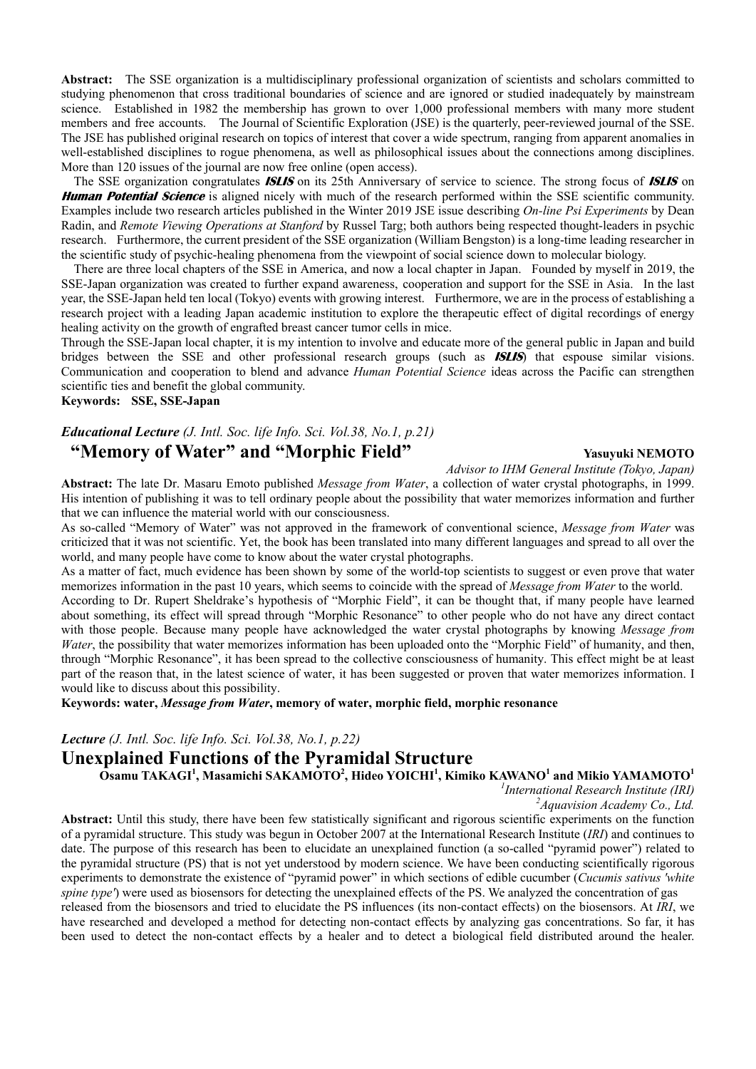**Abstract:** The SSE organization is a multidisciplinary professional organization of scientists and scholars committed to studying phenomenon that cross traditional boundaries of science and are ignored or studied inadequately by mainstream science. Established in 1982 the membership has grown to over 1,000 professional members with many more student members and free accounts. The Journal of Scientific Exploration (JSE) is the quarterly, peer-reviewed journal of the SSE. The JSE has published original research on topics of interest that cover a wide spectrum, ranging from apparent anomalies in well-established disciplines to rogue phenomena, as well as philosophical issues about the connections among disciplines. More than 120 issues of the journal are now free online (open access).

The SSE organization congratulates ***ISLIS*** on its 25th Anniversary of service to science. The strong focus of ***ISLIS*** on ***Human Potential Science*** is aligned nicely with much of the research performed within the SSE scientific community. Examples include two research articles published in the Winter 2019 JSE issue describing *On-line Psi Experiments* by Dean Radin, and *Remote Viewing Operations at Stanford* by Russel Targ; both authors being respected thought-leaders in psychic research. Furthermore, the current president of the SSE organization (William Bengston) is a long-time leading researcher in the scientific study of psychic-healing phenomena from the viewpoint of social science down to molecular biology.

There are three local chapters of the SSE in America, and now a local chapter in Japan. Founded by myself in 2019, the SSE-Japan organization was created to further expand awareness, cooperation and support for the SSE in Asia. In the last year, the SSE-Japan held ten local (Tokyo) events with growing interest. Furthermore, we are in the process of establishing a research project with a leading Japan academic institution to explore the therapeutic effect of digital recordings of energy healing activity on the growth of engrafted breast cancer tumor cells in mice.

Through the SSE-Japan local chapter, it is my intention to involve and educate more of the general public in Japan and build bridges between the SSE and other professional research groups (such as ***ISLIS***) that espouse similar visions. Communication and cooperation to blend and advance *Human Potential Science* ideas across the Pacific can strengthen scientific ties and benefit the global community.

**Keywords: SSE, SSE-Japan**

***Educational Lecture*** *(J. Intl. Soc. life Info. Sci. Vol.38, No.1, p.21)*

## "Memory of Water" and "Morphic Field"

**Yasuyuki NEMOTO**

*Advisor to IHM General Institute (Tokyo, Japan)*

**Abstract:** The late Dr. Masaru Emoto published *Message from Water*, a collection of water crystal photographs, in 1999. His intention of publishing it was to tell ordinary people about the possibility that water memorizes information and further that we can influence the material world with our consciousness.

As so-called "Memory of Water" was not approved in the framework of conventional science, *Message from Water* was criticized that it was not scientific. Yet, the book has been translated into many different languages and spread to all over the world, and many people have come to know about the water crystal photographs.

As a matter of fact, much evidence has been shown by some of the world-top scientists to suggest or even prove that water memorizes information in the past 10 years, which seems to coincide with the spread of *Message from Water* to the world.

According to Dr. Rupert Sheldrake's hypothesis of "Morphic Field", it can be thought that, if many people have learned about something, its effect will spread through "Morphic Resonance" to other people who do not have any direct contact with those people. Because many people have acknowledged the water crystal photographs by knowing *Message from Water*, the possibility that water memorizes information has been uploaded onto the "Morphic Field" of humanity, and then, through "Morphic Resonance", it has been spread to the collective consciousness of humanity. This effect might be at least part of the reason that, in the latest science of water, it has been suggested or proven that water memorizes information. I would like to discuss about this possibility.

**Keywords: water, *Message from Water*, memory of water, morphic field, morphic resonance**

***Lecture*** *(J. Intl. Soc. life Info. Sci. Vol.38, No.1, p.22)*

## Unexplained Functions of the Pyramidal Structure

**Osamu TAKAGI[1], Masamichi SAKAMOTO[2], Hideo YOICHI[1], Kimiko KAWANO[1] and Mikio YAMAMOTO[1]**

[1]*International Research Institute (IRI)*
[2]*Aquavision Academy Co., Ltd.*

**Abstract:** Until this study, there have been few statistically significant and rigorous scientific experiments on the function of a pyramidal structure. This study was begun in October 2007 at the International Research Institute (*IRI*) and continues to date. The purpose of this research has been to elucidate an unexplained function (a so-called "pyramid power") related to the pyramidal structure (PS) that is not yet understood by modern science. We have been conducting scientifically rigorous experiments to demonstrate the existence of "pyramid power" in which sections of edible cucumber (*Cucumis sativus 'white spine type'*) were used as biosensors for detecting the unexplained effects of the PS. We analyzed the concentration of gas released from the biosensors and tried to elucidate the PS influences (its non-contact effects) on the biosensors. At *IRI*, we have researched and developed a method for detecting non-contact effects by analyzing gas concentrations. So far, it has been used to detect the non-contact effects by a healer and to detect a biological field distributed around the healer.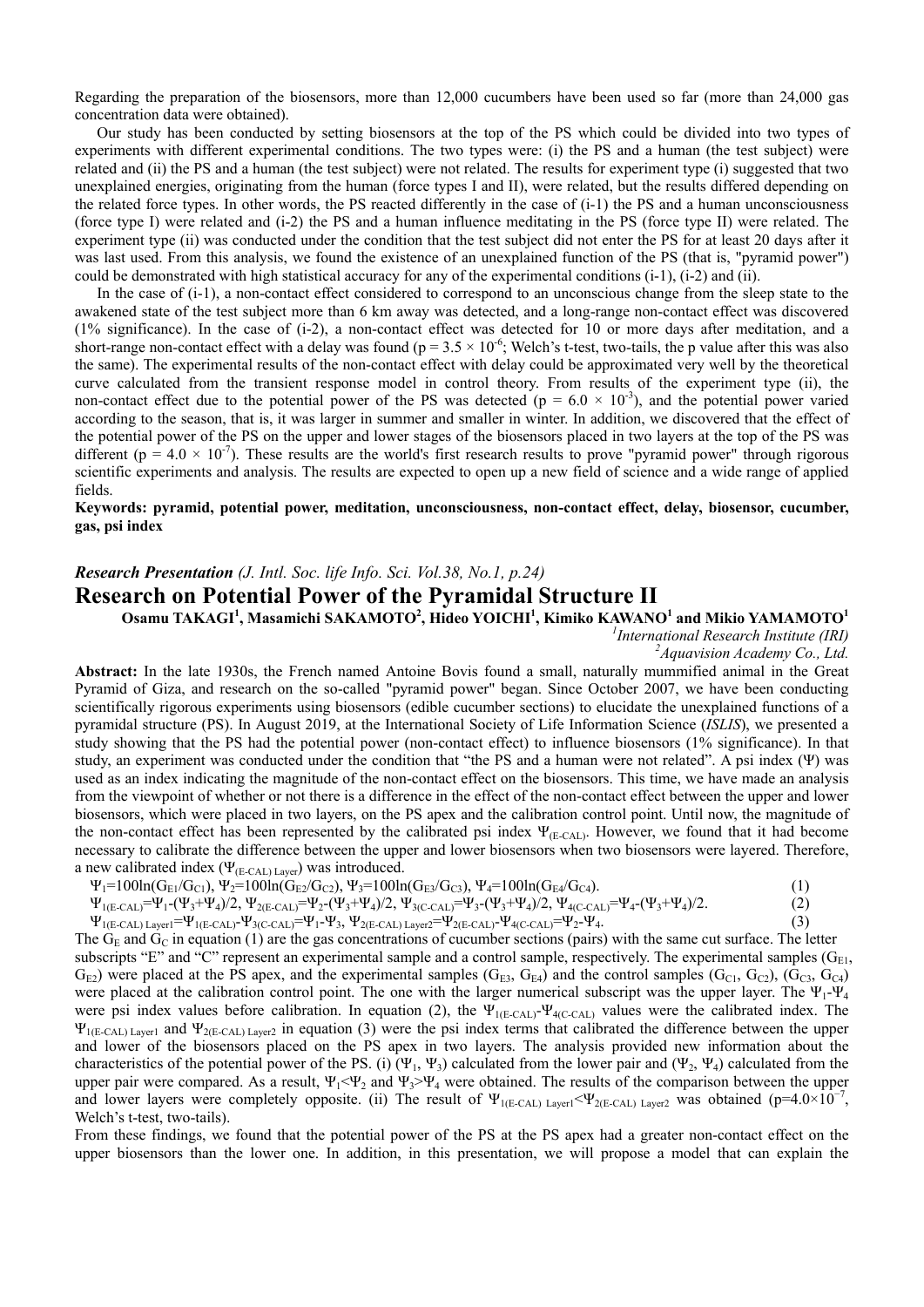Regarding the preparation of the biosensors, more than 12,000 cucumbers have been used so far (more than 24,000 gas concentration data were obtained).

Our study has been conducted by setting biosensors at the top of the PS which could be divided into two types of experiments with different experimental conditions. The two types were: (i) the PS and a human (the test subject) were related and (ii) the PS and a human (the test subject) were not related. The results for experiment type (i) suggested that two unexplained energies, originating from the human (force types I and II), were related, but the results differed depending on the related force types. In other words, the PS reacted differently in the case of (i-1) the PS and a human unconsciousness (force type I) were related and (i-2) the PS and a human influence meditating in the PS (force type II) were related. The experiment type (ii) was conducted under the condition that the test subject did not enter the PS for at least 20 days after it was last used. From this analysis, we found the existence of an unexplained function of the PS (that is, "pyramid power") could be demonstrated with high statistical accuracy for any of the experimental conditions (i-1), (i-2) and (ii).

In the case of (i-1), a non-contact effect considered to correspond to an unconscious change from the sleep state to the awakened state of the test subject more than 6 km away was detected, and a long-range non-contact effect was discovered (1% significance). In the case of (i-2), a non-contact effect was detected for 10 or more days after meditation, and a short-range non-contact effect with a delay was found ($p = 3.5 \times 10^{-6}$; Welch's t-test, two-tails, the p value after this was also the same). The experimental results of the non-contact effect with delay could be approximated very well by the theoretical curve calculated from the transient response model in control theory. From results of the experiment type (ii), the non-contact effect due to the potential power of the PS was detected ($p = 6.0 \times 10^{-3}$), and the potential power varied according to the season, that is, it was larger in summer and smaller in winter. In addition, we discovered that the effect of the potential power of the PS on the upper and lower stages of the biosensors placed in two layers at the top of the PS was different ($p = 4.0 \times 10^{-7}$). These results are the world's first research results to prove "pyramid power" through rigorous scientific experiments and analysis. The results are expected to open up a new field of science and a wide range of applied fields.

**Keywords: pyramid, potential power, meditation, unconsciousness, non-contact effect, delay, biosensor, cucumber, gas, psi index**

***Research Presentation*** *(J. Intl. Soc. life Info. Sci. Vol.38, No.1, p.24)*

## Research on Potential Power of the Pyramidal Structure II

**Osamu TAKAGI[1], Masamichi SAKAMOTO[2], Hideo YOICHI[1], Kimiko KAWANO[1] and Mikio YAMAMOTO[1]**

*[1]International Research Institute (IRI)*
*[2]Aquavision Academy Co., Ltd.*

**Abstract:** In the late 1930s, the French named Antoine Bovis found a small, naturally mummified animal in the Great Pyramid of Giza, and research on the so-called "pyramid power" began. Since October 2007, we have been conducting scientifically rigorous experiments using biosensors (edible cucumber sections) to elucidate the unexplained functions of a pyramidal structure (PS). In August 2019, at the International Society of Life Information Science (*ISLIS*), we presented a study showing that the PS had the potential power (non-contact effect) to influence biosensors (1% significance). In that study, an experiment was conducted under the condition that "the PS and a human were not related". A psi index (Ψ) was used as an index indicating the magnitude of the non-contact effect on the biosensors. This time, we have made an analysis from the viewpoint of whether or not there is a difference in the effect of the non-contact effect between the upper and lower biosensors, which were placed in two layers, on the PS apex and the calibration control point. Until now, the magnitude of the non-contact effect has been represented by the calibrated psi index $\Psi_{(E\text{-}CAL)}$. However, we found that it had become necessary to calibrate the difference between the upper and lower biosensors when two biosensors were layered. Therefore, a new calibrated index ($\Psi_{(E\text{-}CAL)\ Layer}$) was introduced.

$$\Psi_1=100\ln(G_{E1}/G_{C1}),\ \Psi_2=100\ln(G_{E2}/G_{C2}),\ \Psi_3=100\ln(G_{E3}/G_{C3}),\ \Psi_4=100\ln(G_{E4}/G_{C4}). \quad (1)$$

$$\Psi_{1(E\text{-}CAL)}=\Psi_1-(\Psi_3+\Psi_4)/2,\ \Psi_{2(E\text{-}CAL)}=\Psi_2-(\Psi_3+\Psi_4)/2,\ \Psi_{3(C\text{-}CAL)}=\Psi_3-(\Psi_3+\Psi_4)/2,\ \Psi_{4(C\text{-}CAL)}=\Psi_4-(\Psi_3+\Psi_4)/2. \quad (2)$$

$$\Psi_{1(E\text{-}CAL)\ Layer1}=\Psi_{1(E\text{-}CAL)}-\Psi_{3(C\text{-}CAL)}=\Psi_1-\Psi_3,\ \Psi_{2(E\text{-}CAL)\ Layer2}=\Psi_{2(E\text{-}CAL)}-\Psi_{4(C\text{-}CAL)}=\Psi_2-\Psi_4. \quad (3)$$

The $G_E$ and $G_C$ in equation (1) are the gas concentrations of cucumber sections (pairs) with the same cut surface. The letter subscripts "E" and "C" represent an experimental sample and a control sample, respectively. The experimental samples ($G_{E1}$, $G_{E2}$) were placed at the PS apex, and the experimental samples ($G_{E3}$, $G_{E4}$) and the control samples ($G_{C1}$, $G_{C2}$), ($G_{C3}$, $G_{C4}$) were placed at the calibration control point. The one with the larger numerical subscript was the upper layer. The $\Psi_1$-$\Psi_4$ were psi index values before calibration. In equation (2), the $\Psi_{1(E\text{-}CAL)}$-$\Psi_{4(C\text{-}CAL)}$ values were the calibrated index. The $\Psi_{1(E\text{-}CAL)\ Layer1}$ and $\Psi_{2(E\text{-}CAL)\ Layer2}$ in equation (3) were the psi index terms that calibrated the difference between the upper and lower of the biosensors placed on the PS apex in two layers. The analysis provided new information about the characteristics of the potential power of the PS. (i) ($\Psi_1$, $\Psi_3$) calculated from the lower pair and ($\Psi_2$, $\Psi_4$) calculated from the upper pair were compared. As a result, $\Psi_1<\Psi_2$ and $\Psi_3>\Psi_4$ were obtained. The results of the comparison between the upper and lower layers were completely opposite. (ii) The result of $\Psi_{1(E\text{-}CAL)\ Layer1}<\Psi_{2(E\text{-}CAL)\ Layer2}$ was obtained ($p=4.0\times10^{-7}$, Welch's t-test, two-tails).

From these findings, we found that the potential power of the PS at the PS apex had a greater non-contact effect on the upper biosensors than the lower one. In addition, in this presentation, we will propose a model that can explain the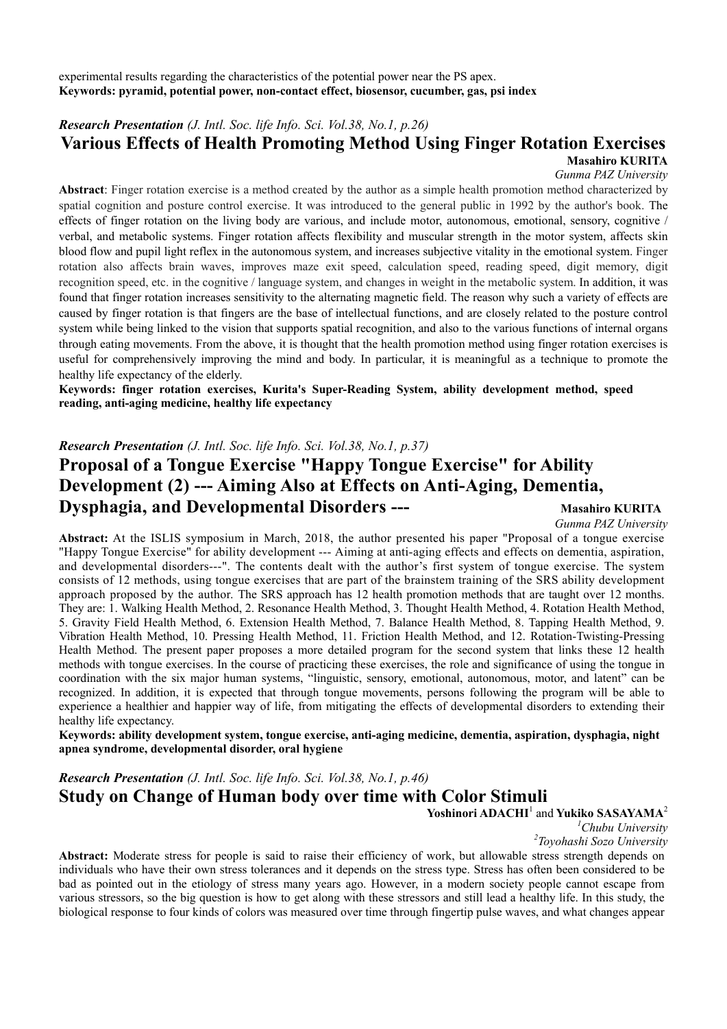experimental results regarding the characteristics of the potential power near the PS apex.
**Keywords: pyramid, potential power, non-contact effect, biosensor, cucumber, gas, psi index**

***Research Presentation*** *(J. Intl. Soc. life Info. Sci. Vol.38, No.1, p.26)*

## Various Effects of Health Promoting Method Using Finger Rotation Exercises

**Masahiro KURITA**
*Gunma PAZ University*

**Abstract**: Finger rotation exercise is a method created by the author as a simple health promotion method characterized by spatial cognition and posture control exercise. It was introduced to the general public in 1992 by the author's book. The effects of finger rotation on the living body are various, and include motor, autonomous, emotional, sensory, cognitive / verbal, and metabolic systems. Finger rotation affects flexibility and muscular strength in the motor system, affects skin blood flow and pupil light reflex in the autonomous system, and increases subjective vitality in the emotional system. Finger rotation also affects brain waves, improves maze exit speed, calculation speed, reading speed, digit memory, digit recognition speed, etc. in the cognitive / language system, and changes in weight in the metabolic system. In addition, it was found that finger rotation increases sensitivity to the alternating magnetic field. The reason why such a variety of effects are caused by finger rotation is that fingers are the base of intellectual functions, and are closely related to the posture control system while being linked to the vision that supports spatial recognition, and also to the various functions of internal organs through eating movements. From the above, it is thought that the health promotion method using finger rotation exercises is useful for comprehensively improving the mind and body. In particular, it is meaningful as a technique to promote the healthy life expectancy of the elderly.

**Keywords: finger rotation exercises, Kurita's Super-Reading System, ability development method, speed reading, anti-aging medicine, healthy life expectancy**

***Research Presentation*** *(J. Intl. Soc. life Info. Sci. Vol.38, No.1, p.37)*

## Proposal of a Tongue Exercise "Happy Tongue Exercise" for Ability Development (2) --- Aiming Also at Effects on Anti-Aging, Dementia, Dysphagia, and Developmental Disorders ---

**Masahiro KURITA**
*Gunma PAZ University*

**Abstract:** At the ISLIS symposium in March, 2018, the author presented his paper "Proposal of a tongue exercise "Happy Tongue Exercise" for ability development --- Aiming at anti-aging effects and effects on dementia, aspiration, and developmental disorders---". The contents dealt with the author's first system of tongue exercise. The system consists of 12 methods, using tongue exercises that are part of the brainstem training of the SRS ability development approach proposed by the author. The SRS approach has 12 health promotion methods that are taught over 12 months. They are: 1. Walking Health Method, 2. Resonance Health Method, 3. Thought Health Method, 4. Rotation Health Method, 5. Gravity Field Health Method, 6. Extension Health Method, 7. Balance Health Method, 8. Tapping Health Method, 9. Vibration Health Method, 10. Pressing Health Method, 11. Friction Health Method, and 12. Rotation-Twisting-Pressing Health Method. The present paper proposes a more detailed program for the second system that links these 12 health methods with tongue exercises. In the course of practicing these exercises, the role and significance of using the tongue in coordination with the six major human systems, "linguistic, sensory, emotional, autonomous, motor, and latent" can be recognized. In addition, it is expected that through tongue movements, persons following the program will be able to experience a healthier and happier way of life, from mitigating the effects of developmental disorders to extending their healthy life expectancy.

**Keywords: ability development system, tongue exercise, anti-aging medicine, dementia, aspiration, dysphagia, night apnea syndrome, developmental disorder, oral hygiene**

***Research Presentation*** *(J. Intl. Soc. life Info. Sci. Vol.38, No.1, p.46)*

## Study on Change of Human body over time with Color Stimuli

**Yoshinori ADACHI**[1] and **Yukiko SASAYAMA**[2]
[1]*Chubu University*
[2]*Toyohashi Sozo University*

**Abstract:** Moderate stress for people is said to raise their efficiency of work, but allowable stress strength depends on individuals who have their own stress tolerances and it depends on the stress type. Stress has often been considered to be bad as pointed out in the etiology of stress many years ago. However, in a modern society people cannot escape from various stressors, so the big question is how to get along with these stressors and still lead a healthy life. In this study, the biological response to four kinds of colors was measured over time through fingertip pulse waves, and what changes appear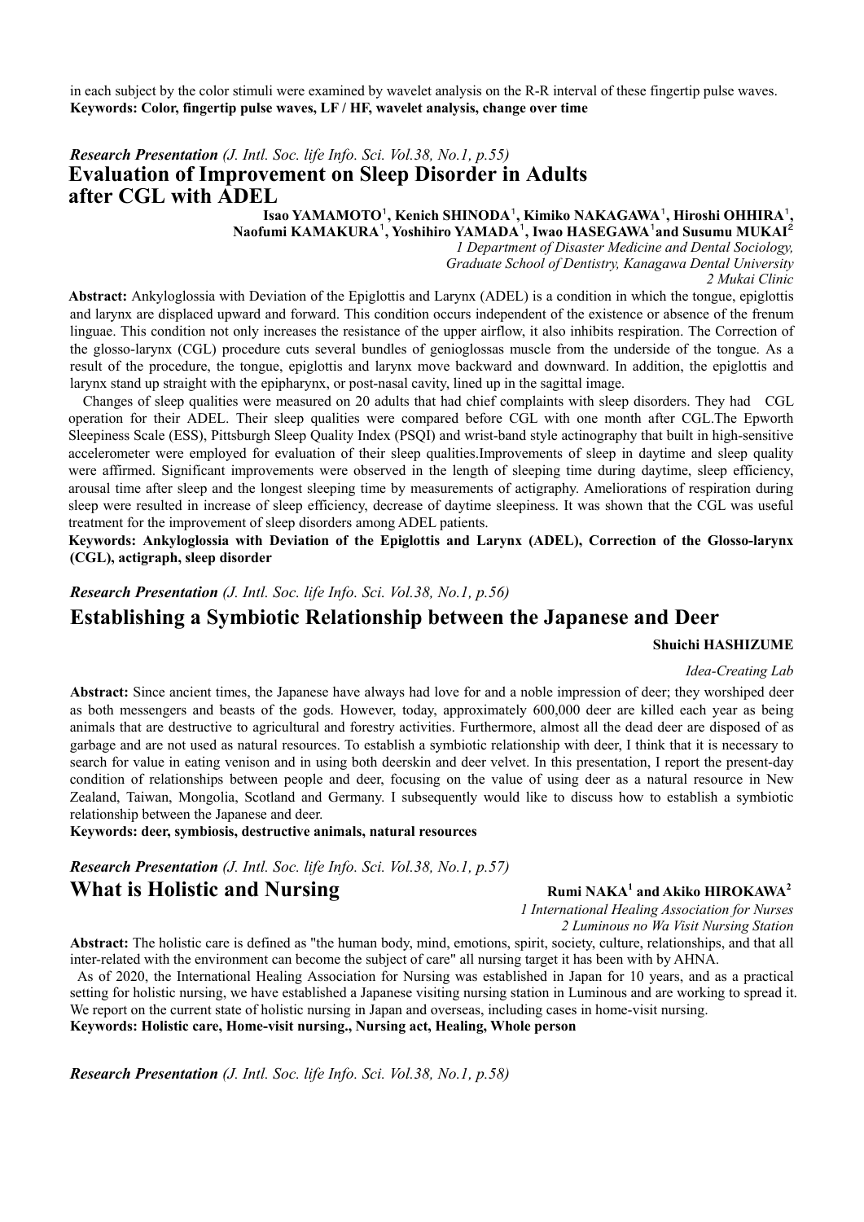in each subject by the color stimuli were examined by wavelet analysis on the R-R interval of these fingertip pulse waves.
**Keywords: Color, fingertip pulse waves, LF / HF, wavelet analysis, change over time**

***Research Presentation*** *(J. Intl. Soc. life Info. Sci. Vol.38, No.1, p.55)*

## Evaluation of Improvement on Sleep Disorder in Adults after CGL with ADEL

**Isao YAMAMOTO[1], Kenich SHINODA[1], Kimiko NAKAGAWA[1], Hiroshi OHHIRA[1], Naofumi KAMAKURA[1], Yoshihiro YAMADA[1], Iwao HASEGAWA[1] and Susumu MUKAI[2]**

*1 Department of Disaster Medicine and Dental Sociology, Graduate School of Dentistry, Kanagawa Dental University*
*2 Mukai Clinic*

**Abstract:** Ankyloglossia with Deviation of the Epiglottis and Larynx (ADEL) is a condition in which the tongue, epiglottis and larynx are displaced upward and forward. This condition occurs independent of the existence or absence of the frenum linguae. This condition not only increases the resistance of the upper airflow, it also inhibits respiration. The Correction of the glosso-larynx (CGL) procedure cuts several bundles of genioglossas muscle from the underside of the tongue. As a result of the procedure, the tongue, epiglottis and larynx move backward and downward. In addition, the epiglottis and larynx stand up straight with the epipharynx, or post-nasal cavity, lined up in the sagittal image.

Changes of sleep qualities were measured on 20 adults that had chief complaints with sleep disorders. They had CGL operation for their ADEL. Their sleep qualities were compared before CGL with one month after CGL.The Epworth Sleepiness Scale (ESS), Pittsburgh Sleep Quality Index (PSQI) and wrist-band style actinography that built in high-sensitive accelerometer were employed for evaluation of their sleep qualities.Improvements of sleep in daytime and sleep quality were affirmed. Significant improvements were observed in the length of sleeping time during daytime, sleep efficiency, arousal time after sleep and the longest sleeping time by measurements of actigraphy. Ameliorations of respiration during sleep were resulted in increase of sleep efficiency, decrease of daytime sleepiness. It was shown that the CGL was useful treatment for the improvement of sleep disorders among ADEL patients.

**Keywords: Ankyloglossia with Deviation of the Epiglottis and Larynx (ADEL), Correction of the Glosso-larynx (CGL), actigraph, sleep disorder**

***Research Presentation*** *(J. Intl. Soc. life Info. Sci. Vol.38, No.1, p.56)*

## Establishing a Symbiotic Relationship between the Japanese and Deer

**Shuichi HASHIZUME**

*Idea-Creating Lab*

**Abstract:** Since ancient times, the Japanese have always had love for and a noble impression of deer; they worshiped deer as both messengers and beasts of the gods. However, today, approximately 600,000 deer are killed each year as being animals that are destructive to agricultural and forestry activities. Furthermore, almost all the dead deer are disposed of as garbage and are not used as natural resources. To establish a symbiotic relationship with deer, I think that it is necessary to search for value in eating venison and in using both deerskin and deer velvet. In this presentation, I report the present-day condition of relationships between people and deer, focusing on the value of using deer as a natural resource in New Zealand, Taiwan, Mongolia, Scotland and Germany. I subsequently would like to discuss how to establish a symbiotic relationship between the Japanese and deer.

**Keywords: deer, symbiosis, destructive animals, natural resources**

***Research Presentation*** *(J. Intl. Soc. life Info. Sci. Vol.38, No.1, p.57)*

## What is Holistic and Nursing

**Rumi NAKA[1] and Akiko HIROKAWA[2]**

*1 International Healing Association for Nurses*
*2 Luminous no Wa Visit Nursing Station*

**Abstract:** The holistic care is defined as "the human body, mind, emotions, spirit, society, culture, relationships, and that all inter-related with the environment can become the subject of care" all nursing target it has been with by AHNA.

As of 2020, the International Healing Association for Nursing was established in Japan for 10 years, and as a practical setting for holistic nursing, we have established a Japanese visiting nursing station in Luminous and are working to spread it. We report on the current state of holistic nursing in Japan and overseas, including cases in home-visit nursing.

**Keywords: Holistic care, Home-visit nursing., Nursing act, Healing, Whole person**

***Research Presentation*** *(J. Intl. Soc. life Info. Sci. Vol.38, No.1, p.58)*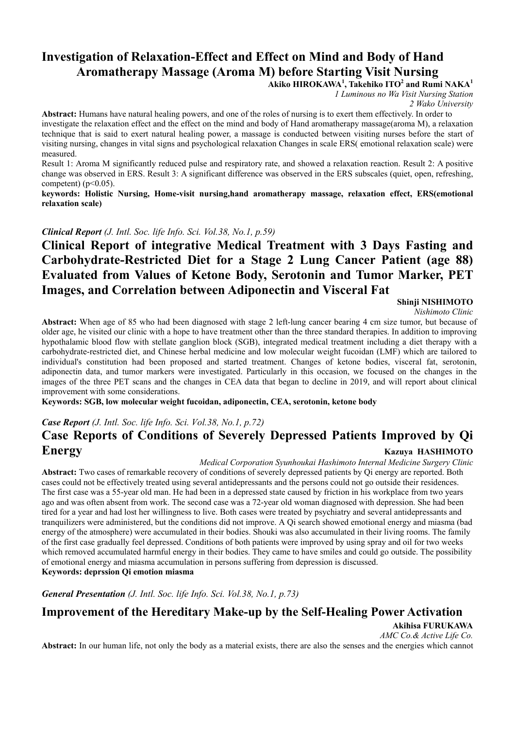## Investigation of Relaxation-Effect and Effect on Mind and Body of Hand Aromatherapy Massage (Aroma M) before Starting Visit Nursing

**Akiko HIROKAWA[1], Takehiko ITO[2] and Rumi NAKA[1]**

*1 Luminous no Wa Visit Nursing Station*
*2 Wako University*

**Abstract:** Humans have natural healing powers, and one of the roles of nursing is to exert them effectively. In order to investigate the relaxation effect and the effect on the mind and body of Hand aromatherapy massage(aroma M), a relaxation technique that is said to exert natural healing power, a massage is conducted between visiting nurses before the start of visiting nursing, changes in vital signs and psychological relaxation Changes in scale ERS( emotional relaxation scale) were measured.

Result 1: Aroma M significantly reduced pulse and respiratory rate, and showed a relaxation reaction. Result 2: A positive change was observed in ERS. Result 3: A significant difference was observed in the ERS subscales (quiet, open, refreshing, competent) ($p<0.05$).

**keywords: Holistic Nursing, Home-visit nursing,hand aromatherapy massage, relaxation effect, ERS(emotional relaxation scale)**

***Clinical Report*** *(J. Intl. Soc. life Info. Sci. Vol.38, No.1, p.59)*

## Clinical Report of integrative Medical Treatment with 3 Days Fasting and Carbohydrate-Restricted Diet for a Stage 2 Lung Cancer Patient (age 88) Evaluated from Values of Ketone Body, Serotonin and Tumor Marker, PET Images, and Correlation between Adiponectin and Visceral Fat

**Shinji NISHIMOTO**

*Nishimoto Clinic*

**Abstract:** When age of 85 who had been diagnosed with stage 2 left-lung cancer bearing 4 cm size tumor, but because of older age, he visited our clinic with a hope to have treatment other than the three standard therapies. In addition to improving hypothalamic blood flow with stellate ganglion block (SGB), integrated medical treatment including a diet therapy with a carbohydrate-restricted diet, and Chinese herbal medicine and low molecular weight fucoidan (LMF) which are tailored to individual's constitution had been proposed and started treatment. Changes of ketone bodies, visceral fat, serotonin, adiponectin data, and tumor markers were investigated. Particularly in this occasion, we focused on the changes in the images of the three PET scans and the changes in CEA data that began to decline in 2019, and will report about clinical improvement with some considerations.

**Keywords: SGB, low molecular weight fucoidan, adiponectin, CEA, serotonin, ketone body**

***Case Report*** *(J. Intl. Soc. life Info. Sci. Vol.38, No.1, p.72)*

## Case Reports of Conditions of Severely Depressed Patients Improved by Qi Energy

**Kazuya HASHIMOTO**

*Medical Corporation Syunhoukai Hashimoto Internal Medicine Surgery Clinic*

**Abstract:** Two cases of remarkable recovery of conditions of severely depressed patients by Qi energy are reported. Both cases could not be effectively treated using several antidepressants and the persons could not go outside their residences. The first case was a 55-year old man. He had been in a depressed state caused by friction in his workplace from two years ago and was often absent from work. The second case was a 72-year old woman diagnosed with depression. She had been tired for a year and had lost her willingness to live. Both cases were treated by psychiatry and several antidepressants and tranquilizers were administered, but the conditions did not improve. A Qi search showed emotional energy and miasma (bad energy of the atmosphere) were accumulated in their bodies. Shouki was also accumulated in their living rooms. The family of the first case gradually feel depressed. Conditions of both patients were improved by using spray and oil for two weeks which removed accumulated harmful energy in their bodies. They came to have smiles and could go outside. The possibility of emotional energy and miasma accumulation in persons suffering from depression is discussed.

**Keywords: deprssion Qi emotion miasma**

***General Presentation*** *(J. Intl. Soc. life Info. Sci. Vol.38, No.1, p.73)*

## Improvement of the Hereditary Make-up by the Self-Healing Power Activation

**Akihisa FURUKAWA**

*AMC Co.& Active Life Co.*

**Abstract:** In our human life, not only the body as a material exists, there are also the senses and the energies which cannot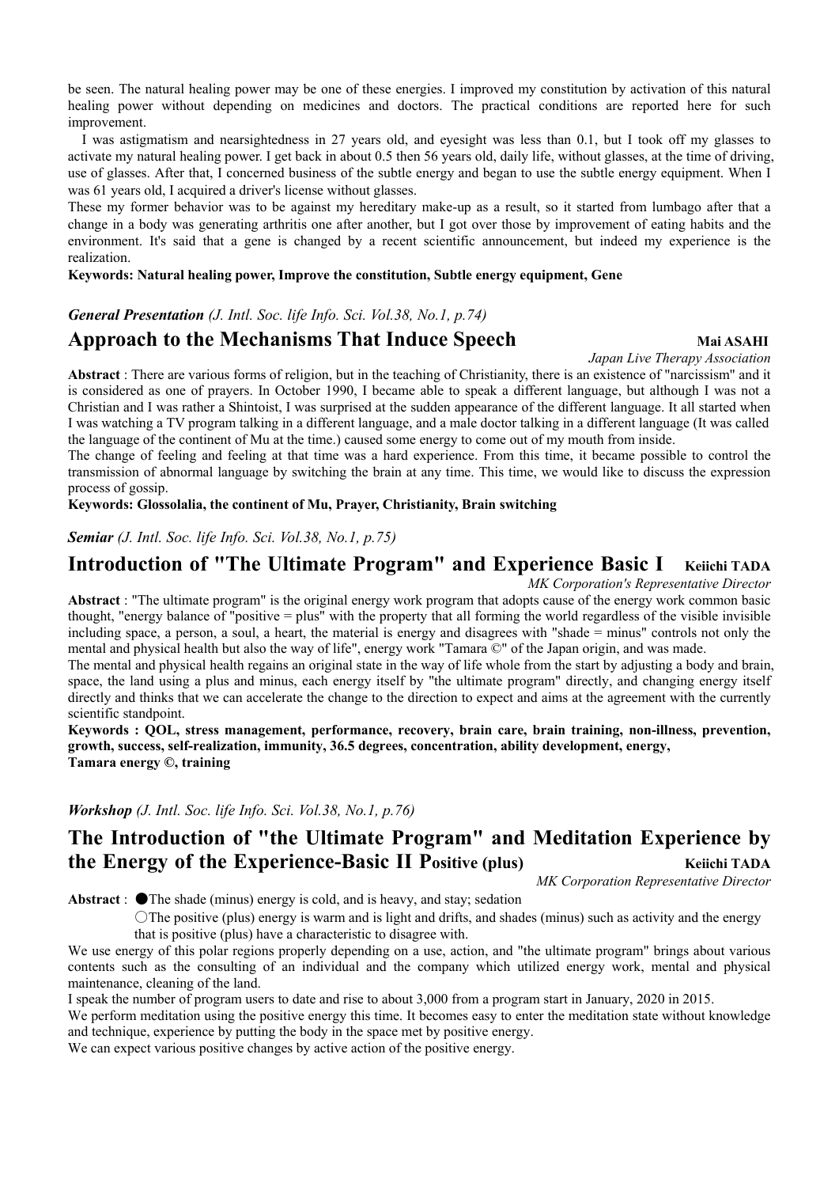be seen. The natural healing power may be one of these energies. I improved my constitution by activation of this natural healing power without depending on medicines and doctors. The practical conditions are reported here for such improvement.

I was astigmatism and nearsightedness in 27 years old, and eyesight was less than 0.1, but I took off my glasses to activate my natural healing power. I get back in about 0.5 then 56 years old, daily life, without glasses, at the time of driving, use of glasses. After that, I concerned business of the subtle energy and began to use the subtle energy equipment. When I was 61 years old, I acquired a driver's license without glasses.

These my former behavior was to be against my hereditary make-up as a result, so it started from lumbago after that a change in a body was generating arthritis one after another, but I got over those by improvement of eating habits and the environment. It's said that a gene is changed by a recent scientific announcement, but indeed my experience is the realization.

**Keywords: Natural healing power, Improve the constitution, Subtle energy equipment, Gene**

***General Presentation*** *(J. Intl. Soc. life Info. Sci. Vol.38, No.1, p.74)*

## Approach to the Mechanisms That Induce Speech

**Mai ASAHI**

*Japan Live Therapy Association*

**Abstract** : There are various forms of religion, but in the teaching of Christianity, there is an existence of "narcissism" and it is considered as one of prayers. In October 1990, I became able to speak a different language, but although I was not a Christian and I was rather a Shintoist, I was surprised at the sudden appearance of the different language. It all started when I was watching a TV program talking in a different language, and a male doctor talking in a different language (It was called the language of the continent of Mu at the time.) caused some energy to come out of my mouth from inside.

The change of feeling and feeling at that time was a hard experience. From this time, it became possible to control the transmission of abnormal language by switching the brain at any time. This time, we would like to discuss the expression process of gossip.

**Keywords: Glossolalia, the continent of Mu, Prayer, Christianity, Brain switching**

***Semiar*** *(J. Intl. Soc. life Info. Sci. Vol.38, No.1, p.75)*

## Introduction of "The Ultimate Program" and Experience Basic I

**Keiichi TADA**

*MK Corporation's Representative Director*

**Abstract** : "The ultimate program" is the original energy work program that adopts cause of the energy work common basic thought, "energy balance of "positive = plus" with the property that all forming the world regardless of the visible invisible including space, a person, a soul, a heart, the material is energy and disagrees with "shade = minus" controls not only the mental and physical health but also the way of life", energy work "Tamara ©" of the Japan origin, and was made.

The mental and physical health regains an original state in the way of life whole from the start by adjusting a body and brain, space, the land using a plus and minus, each energy itself by "the ultimate program" directly, and changing energy itself directly and thinks that we can accelerate the change to the direction to expect and aims at the agreement with the currently scientific standpoint.

**Keywords : QOL, stress management, performance, recovery, brain care, brain training, non-illness, prevention, growth, success, self-realization, immunity, 36.5 degrees, concentration, ability development, energy, Tamara energy ©, training**

***Workshop*** *(J. Intl. Soc. life Info. Sci. Vol.38, No.1, p.76)*

## The Introduction of "the Ultimate Program" and Meditation Experience by the Energy of the Experience-Basic II Positive (plus)

**Keiichi TADA**

*MK Corporation Representative Director*

**Abstract** : ●The shade (minus) energy is cold, and is heavy, and stay; sedation

○The positive (plus) energy is warm and is light and drifts, and shades (minus) such as activity and the energy that is positive (plus) have a characteristic to disagree with.

We use energy of this polar regions properly depending on a use, action, and "the ultimate program" brings about various contents such as the consulting of an individual and the company which utilized energy work, mental and physical maintenance, cleaning of the land.

I speak the number of program users to date and rise to about 3,000 from a program start in January, 2020 in 2015.

We perform meditation using the positive energy this time. It becomes easy to enter the meditation state without knowledge and technique, experience by putting the body in the space met by positive energy.

We can expect various positive changes by active action of the positive energy.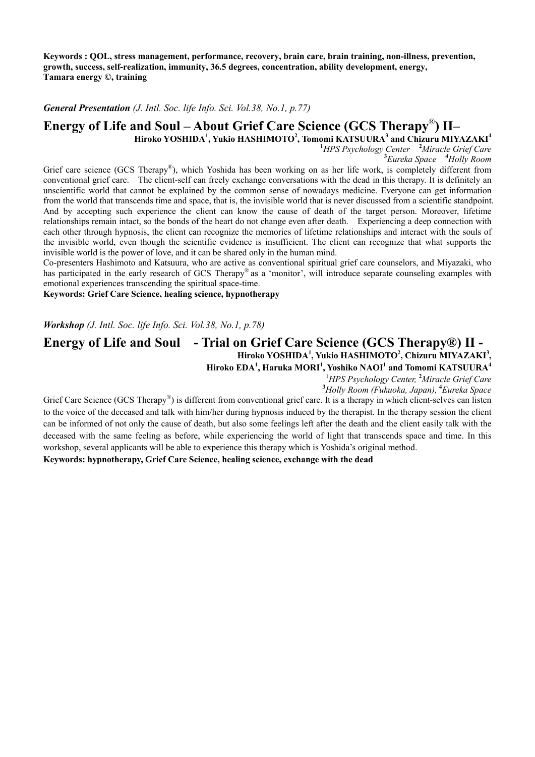**Keywords : QOL, stress management, performance, recovery, brain care, brain training, non-illness, prevention, growth, success, self-realization, immunity, 36.5 degrees, concentration, ability development, energy, Tamara energy ©, training**

***General Presentation*** *(J. Intl. Soc. life Info. Sci. Vol.38, No.1, p.77)*

# Energy of Life and Soul – About Grief Care Science (GCS Therapy®) II–

**Hiroko YOSHIDA[1], Yukio HASHIMOTO[2], Tomomi KATSUURA[3] and Chizuru MIYAZAKI[4]**

[1]*HPS Psychology Center* [2]*Miracle Grief Care*
[3]*Eureka Space* [4]*Holly Room*

Grief care science (GCS Therapy®), which Yoshida has been working on as her life work, is completely different from conventional grief care. The client-self can freely exchange conversations with the dead in this therapy. It is definitely an unscientific world that cannot be explained by the common sense of nowadays medicine. Everyone can get information from the world that transcends time and space, that is, the invisible world that is never discussed from a scientific standpoint. And by accepting such experience the client can know the cause of death of the target person. Moreover, lifetime relationships remain intact, so the bonds of the heart do not change even after death. Experiencing a deep connection with each other through hypnosis, the client can recognize the memories of lifetime relationships and interact with the souls of the invisible world, even though the scientific evidence is insufficient. The client can recognize that what supports the invisible world is the power of love, and it can be shared only in the human mind.

Co-presenters Hashimoto and Katsuura, who are active as conventional spiritual grief care counselors, and Miyazaki, who has participated in the early research of GCS Therapy® as a 'monitor', will introduce separate counseling examples with emotional experiences transcending the spiritual space-time.

**Keywords: Grief Care Science, healing science, hypnotherapy**

***Workshop*** *(J. Intl. Soc. life Info. Sci. Vol.38, No.1, p.78)*

# Energy of Life and Soul - Trial on Grief Care Science (GCS Therapy®) II -

**Hiroko YOSHIDA[1], Yukio HASHIMOTO[2], Chizuru MIYAZAKI[3], Hiroko EDA[1], Haruka MORI[1], Yoshiko NAOI[1] and Tomomi KATSUURA[4]**

[1]*HPS Psychology Center,* [2]*Miracle Grief Care*
[3]*Holly Room (Fukuoka, Japan),* [4]*Eureka Space*

Grief Care Science (GCS Therapy®) is different from conventional grief care. It is a therapy in which client-selves can listen to the voice of the deceased and talk with him/her during hypnosis induced by the therapist. In the therapy session the client can be informed of not only the cause of death, but also some feelings left after the death and the client easily talk with the deceased with the same feeling as before, while experiencing the world of light that transcends space and time. In this workshop, several applicants will be able to experience this therapy which is Yoshida's original method.

**Keywords: hypnotherapy, Grief Care Science, healing science, exchange with the dead**